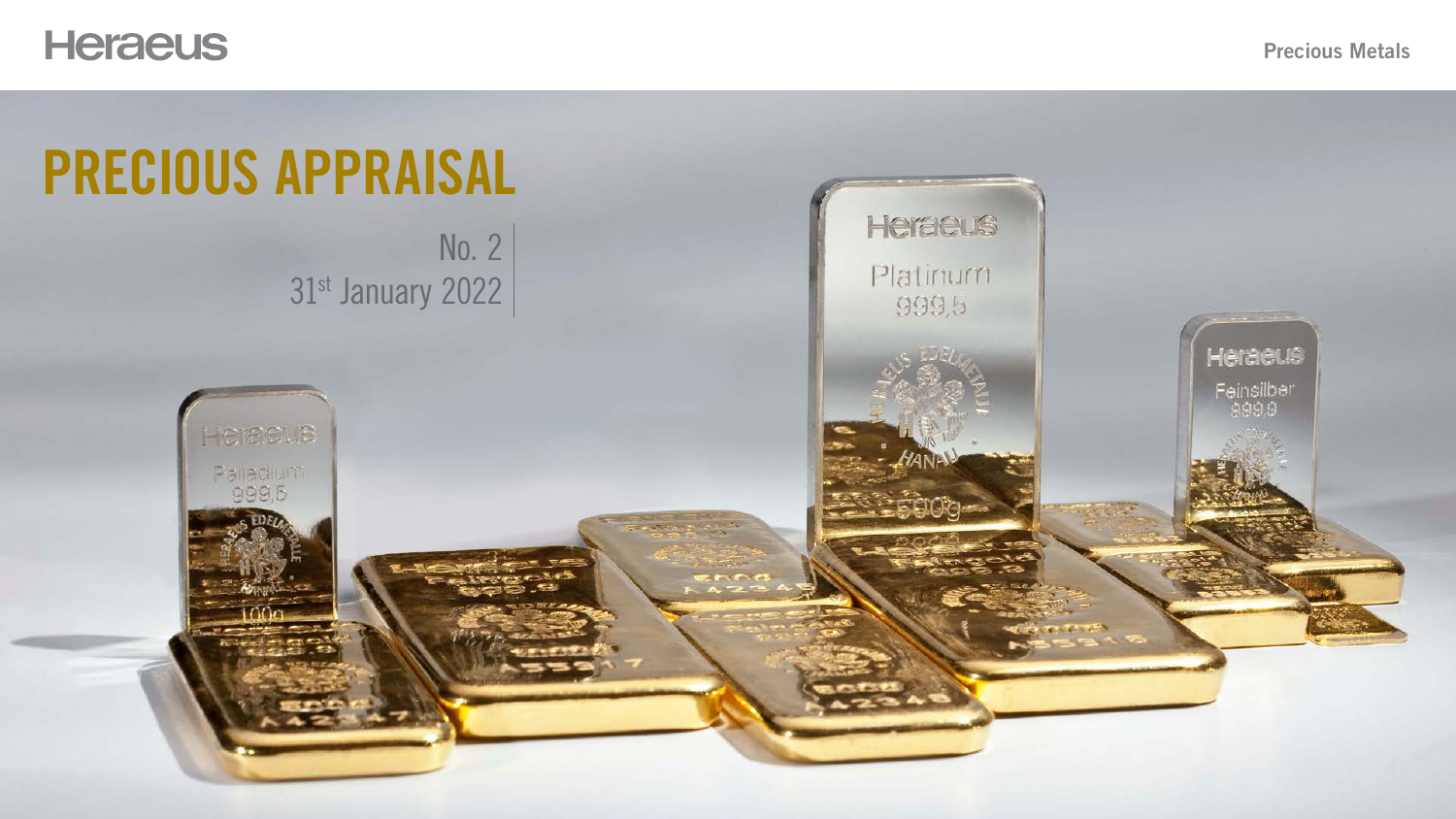Heraeus

Precious Metals

# PRECIOUS APPRAISAL

No. 2

31st January 2022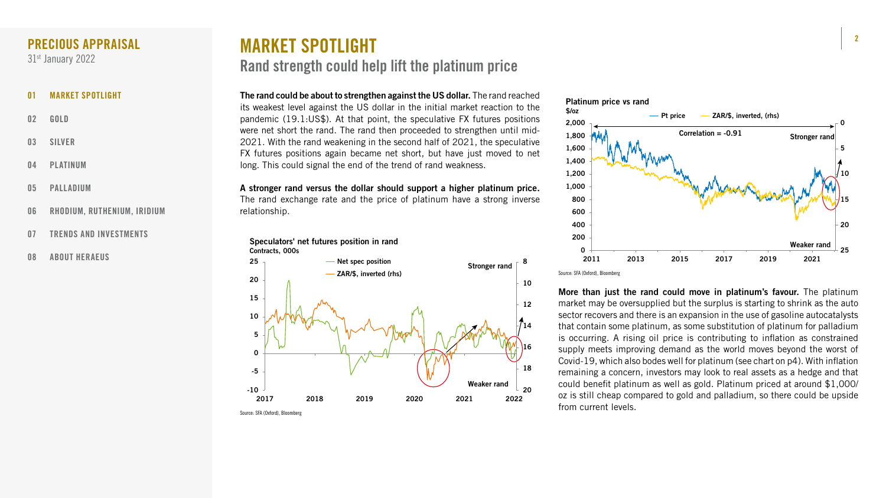# MARKET SPOTLIGHT

## Rand strength could help lift the platinum price

**The rand could be about to strengthen against the US dollar.** The rand reached its weakest level against the US dollar in the initial market reaction to the pandemic (19.1:US$). At that point, the speculative FX futures positions were net short the rand. The rand then proceeded to strengthen until mid-2021. With the rand weakening in the second half of 2021, the speculative FX futures positions again became net short, but have just moved to net long. This could signal the end of the trend of rand weakness.

**A stronger rand versus the dollar should support a higher platinum price.** The rand exchange rate and the price of platinum have a strong inverse relationship.

Speculators' net futures position in rand

Contracts, 000s

Source: SFA (Oxford), Bloomberg

Platinum price vs rand

$/oz

Source: SFA (Oxford), Bloomberg

**More than just the rand could move in platinum's favour.** The platinum market may be oversupplied but the surplus is starting to shrink as the auto sector recovers and there is an expansion in the use of gasoline autocatalysts that contain some platinum, as some substitution of platinum for palladium is occurring. A rising oil price is contributing to inflation as constrained supply meets improving demand as the world moves beyond the worst of Covid-19, which also bodes well for platinum (see chart on p4). With inflation remaining a concern, investors may look to real assets as a hedge and that could benefit platinum as well as gold. Platinum priced at around $1,000/oz is still cheap compared to gold and palladium, so there could be upside from current levels.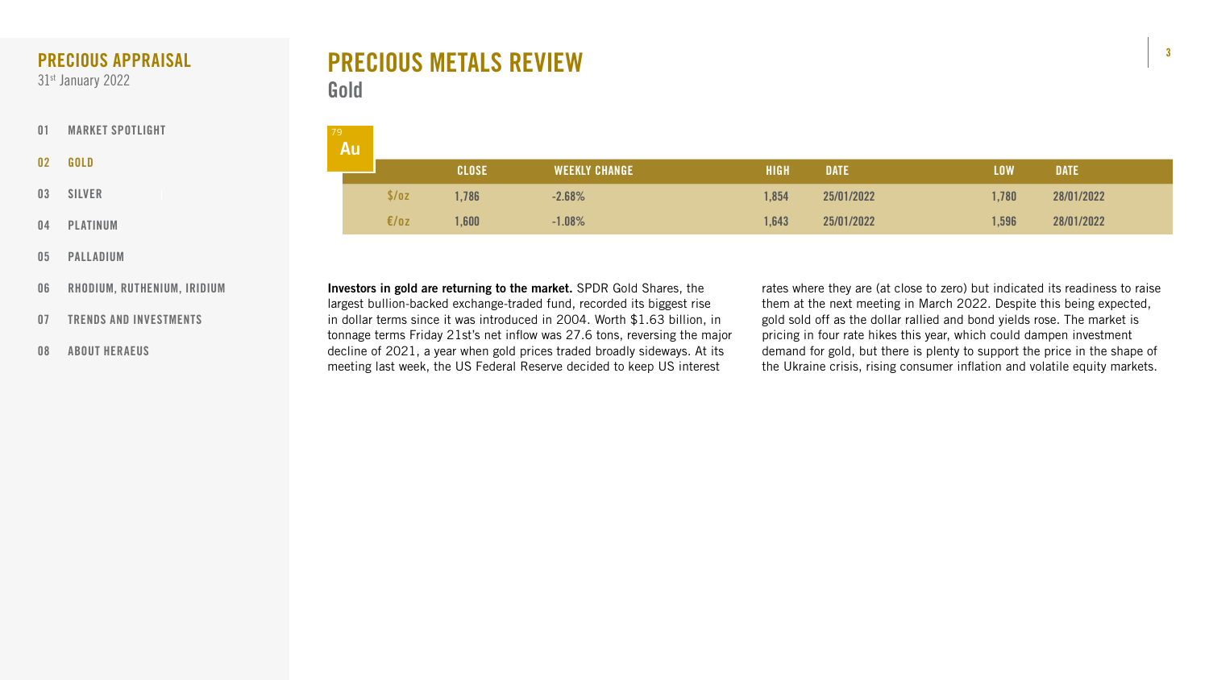# PRECIOUS METALS REVIEW

## Gold

79
Au

| | CLOSE | WEEKLY CHANGE | HIGH | DATE | LOW | DATE |
|---|---|---|---|---|---|---|
| $/oz | 1,786 | -2.68% | 1,854 | 25/01/2022 | 1,780 | 28/01/2022 |
| €/oz | 1,600 | -1.08% | 1,643 | 25/01/2022 | 1,596 | 28/01/2022 |

**Investors in gold are returning to the market.** SPDR Gold Shares, the largest bullion-backed exchange-traded fund, recorded its biggest rise in dollar terms since it was introduced in 2004. Worth $1.63 billion, in tonnage terms Friday 21st's net inflow was 27.6 tons, reversing the major decline of 2021, a year when gold prices traded broadly sideways. At its meeting last week, the US Federal Reserve decided to keep US interest rates where they are (at close to zero) but indicated its readiness to raise them at the next meeting in March 2022. Despite this being expected, gold sold off as the dollar rallied and bond yields rose. The market is pricing in four rate hikes this year, which could dampen investment demand for gold, but there is plenty to support the price in the shape of the Ukraine crisis, rising consumer inflation and volatile equity markets.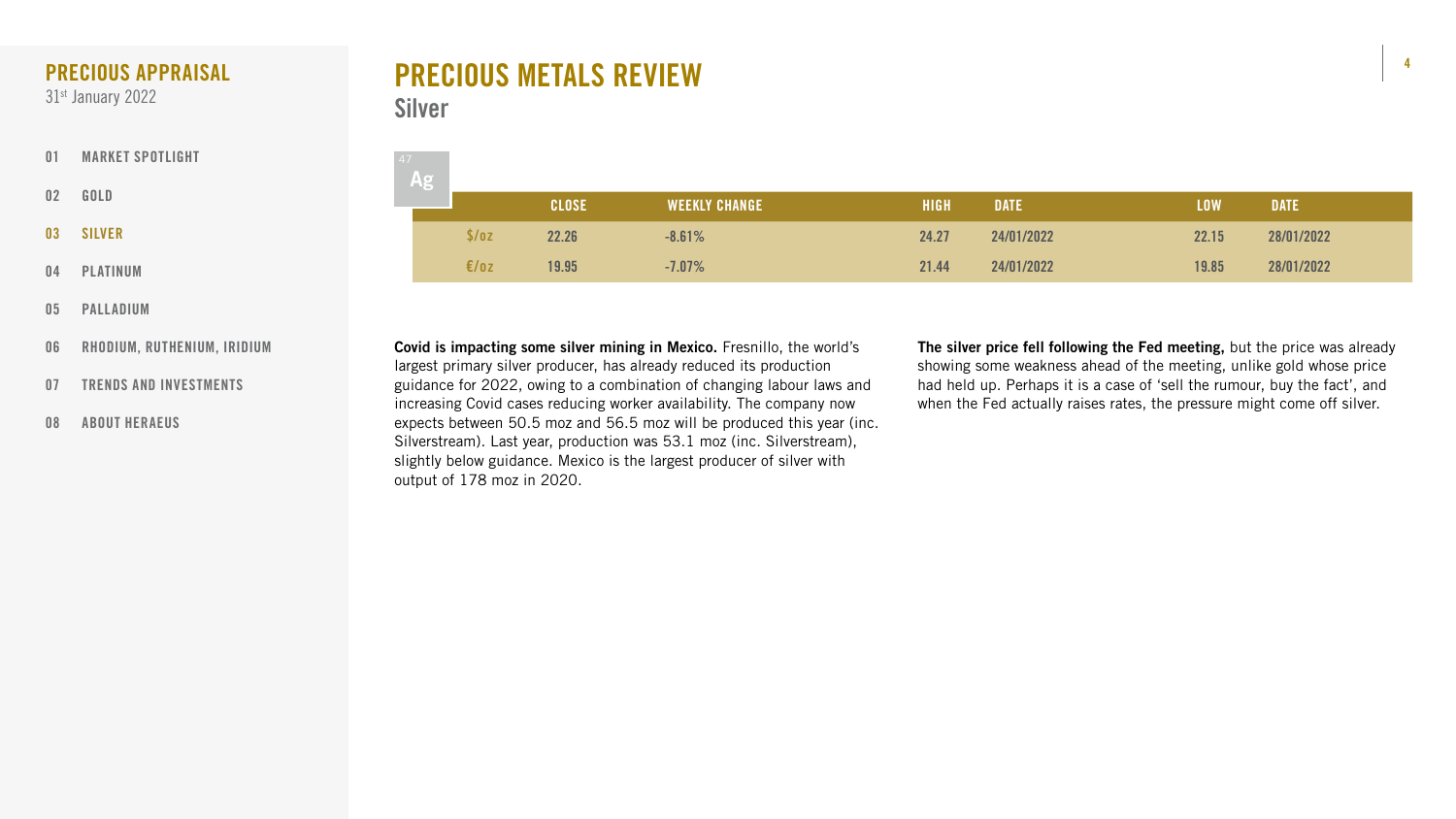# PRECIOUS METALS REVIEW

## Silver

47
Ag

| | CLOSE | WEEKLY CHANGE | HIGH | DATE | LOW | DATE |
|---|---|---|---|---|---|---|
| $/oz | 22.26 | -8.61% | 24.27 | 24/01/2022 | 22.15 | 28/01/2022 |
| €/oz | 19.95 | -7.07% | 21.44 | 24/01/2022 | 19.85 | 28/01/2022 |

**Covid is impacting some silver mining in Mexico.** Fresnillo, the world's largest primary silver producer, has already reduced its production guidance for 2022, owing to a combination of changing labour laws and increasing Covid cases reducing worker availability. The company now expects between 50.5 moz and 56.5 moz will be produced this year (inc. Silverstream). Last year, production was 53.1 moz (inc. Silverstream), slightly below guidance. Mexico is the largest producer of silver with output of 178 moz in 2020.

**The silver price fell following the Fed meeting,** but the price was already showing some weakness ahead of the meeting, unlike gold whose price had held up. Perhaps it is a case of 'sell the rumour, buy the fact', and when the Fed actually raises rates, the pressure might come off silver.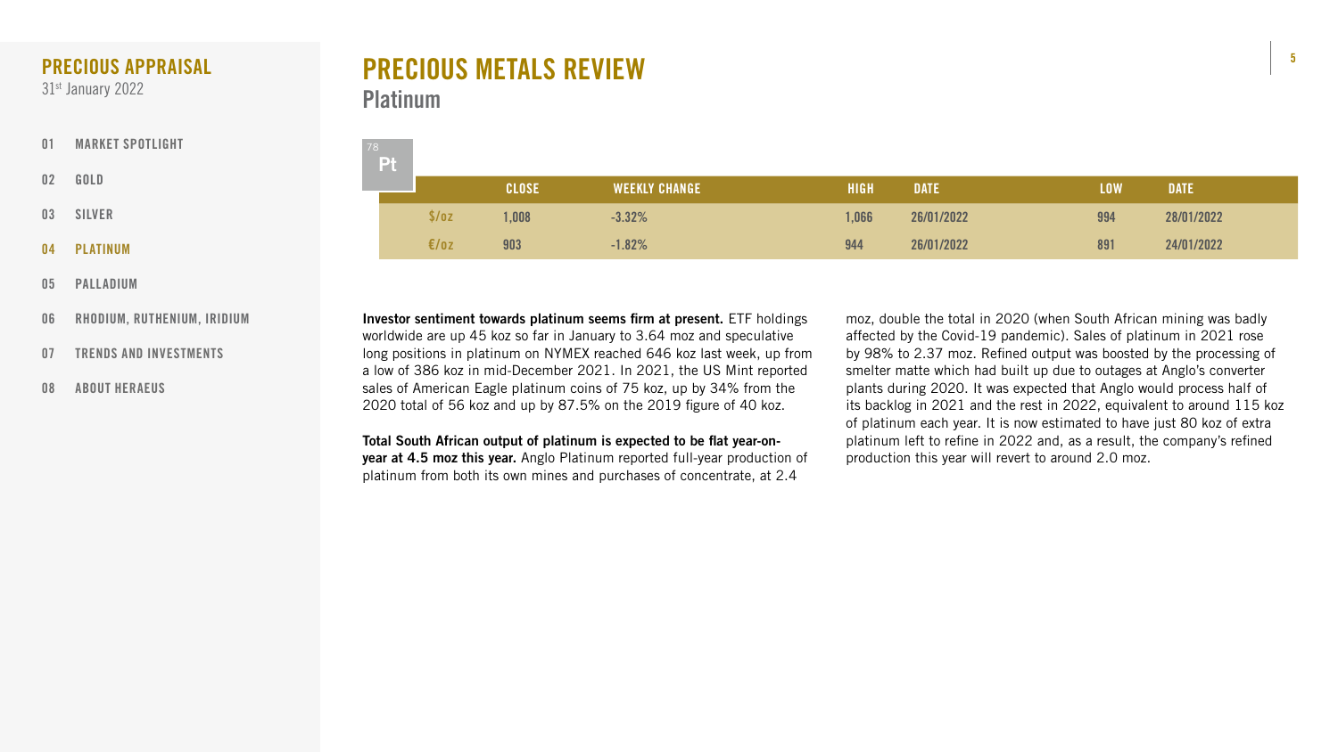# PRECIOUS METALS REVIEW

## Platinum

78 Pt

| | CLOSE | WEEKLY CHANGE | HIGH | DATE | LOW | DATE |
|---|---|---|---|---|---|---|
| $/oz | 1,008 | -3.32% | 1,066 | 26/01/2022 | 994 | 28/01/2022 |
| €/oz | 903 | -1.82% | 944 | 26/01/2022 | 891 | 24/01/2022 |

**Investor sentiment towards platinum seems firm at present.** ETF holdings worldwide are up 45 koz so far in January to 3.64 moz and speculative long positions in platinum on NYMEX reached 646 koz last week, up from a low of 386 koz in mid-December 2021. In 2021, the US Mint reported sales of American Eagle platinum coins of 75 koz, up by 34% from the 2020 total of 56 koz and up by 87.5% on the 2019 figure of 40 koz.

**Total South African output of platinum is expected to be flat year-on-year at 4.5 moz this year.** Anglo Platinum reported full-year production of platinum from both its own mines and purchases of concentrate, at 2.4 moz, double the total in 2020 (when South African mining was badly affected by the Covid-19 pandemic). Sales of platinum in 2021 rose by 98% to 2.37 moz. Refined output was boosted by the processing of smelter matte which had built up due to outages at Anglo's converter plants during 2020. It was expected that Anglo would process half of its backlog in 2021 and the rest in 2022, equivalent to around 115 koz of platinum each year. It is now estimated to have just 80 koz of extra platinum left to refine in 2022 and, as a result, the company's refined production this year will revert to around 2.0 moz.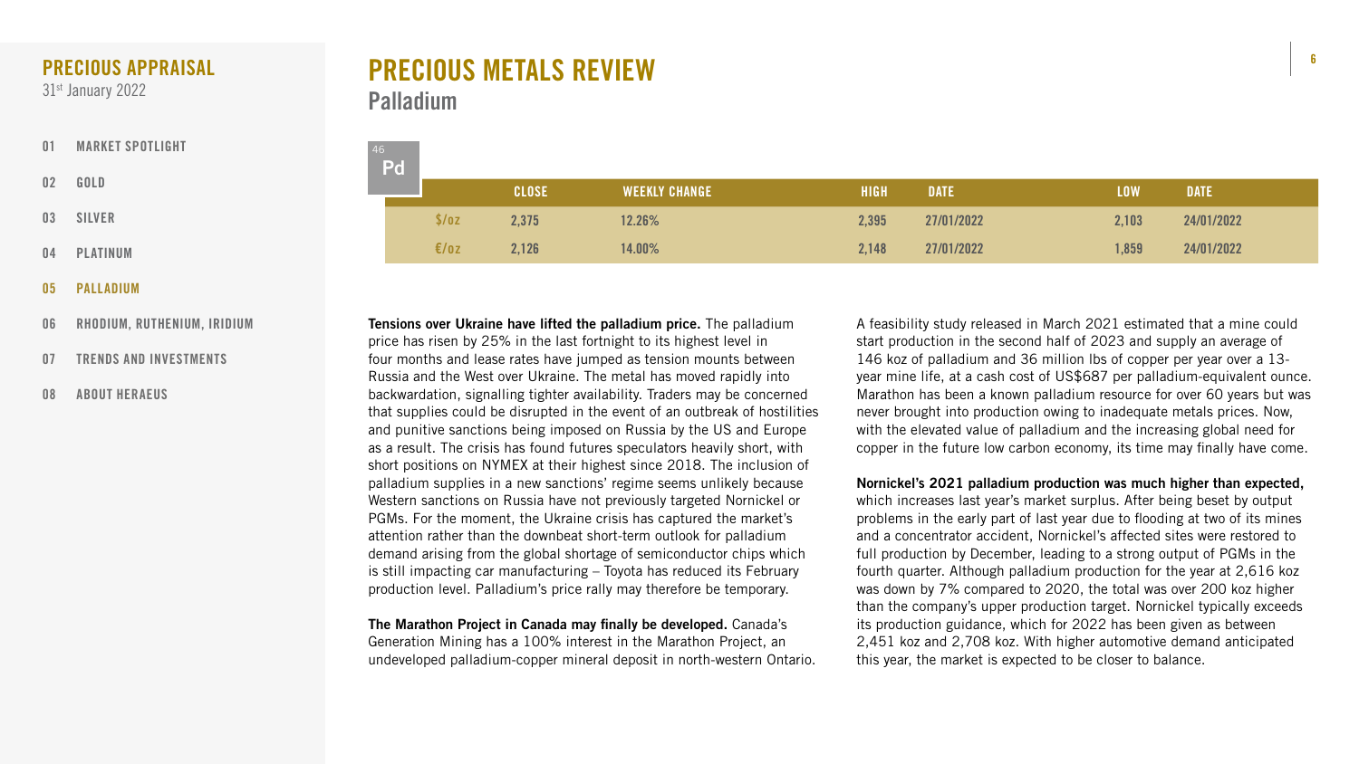# PRECIOUS METALS REVIEW

## Palladium

46 Pd

| | CLOSE | WEEKLY CHANGE | HIGH | DATE | LOW | DATE |
|---|---|---|---|---|---|---|
| $/oz | 2,375 | 12.26% | 2,395 | 27/01/2022 | 2,103 | 24/01/2022 |
| €/oz | 2,126 | 14.00% | 2,148 | 27/01/2022 | 1,859 | 24/01/2022 |

**Tensions over Ukraine have lifted the palladium price.** The palladium price has risen by 25% in the last fortnight to its highest level in four months and lease rates have jumped as tension mounts between Russia and the West over Ukraine. The metal has moved rapidly into backwardation, signalling tighter availability. Traders may be concerned that supplies could be disrupted in the event of an outbreak of hostilities and punitive sanctions being imposed on Russia by the US and Europe as a result. The crisis has found futures speculators heavily short, with short positions on NYMEX at their highest since 2018. The inclusion of palladium supplies in a new sanctions' regime seems unlikely because Western sanctions on Russia have not previously targeted Nornickel or PGMs. For the moment, the Ukraine crisis has captured the market's attention rather than the downbeat short-term outlook for palladium demand arising from the global shortage of semiconductor chips which is still impacting car manufacturing – Toyota has reduced its February production level. Palladium's price rally may therefore be temporary.

**The Marathon Project in Canada may finally be developed.** Canada's Generation Mining has a 100% interest in the Marathon Project, an undeveloped palladium-copper mineral deposit in north-western Ontario. A feasibility study released in March 2021 estimated that a mine could start production in the second half of 2023 and supply an average of 146 koz of palladium and 36 million lbs of copper per year over a 13-year mine life, at a cash cost of US$687 per palladium-equivalent ounce. Marathon has been a known palladium resource for over 60 years but was never brought into production owing to inadequate metals prices. Now, with the elevated value of palladium and the increasing global need for copper in the future low carbon economy, its time may finally have come.

**Nornickel's 2021 palladium production was much higher than expected,** which increases last year's market surplus. After being beset by output problems in the early part of last year due to flooding at two of its mines and a concentrator accident, Nornickel's affected sites were restored to full production by December, leading to a strong output of PGMs in the fourth quarter. Although palladium production for the year at 2,616 koz was down by 7% compared to 2020, the total was over 200 koz higher than the company's upper production target. Nornickel typically exceeds its production guidance, which for 2022 has been given as between 2,451 koz and 2,708 koz. With higher automotive demand anticipated this year, the market is expected to be closer to balance.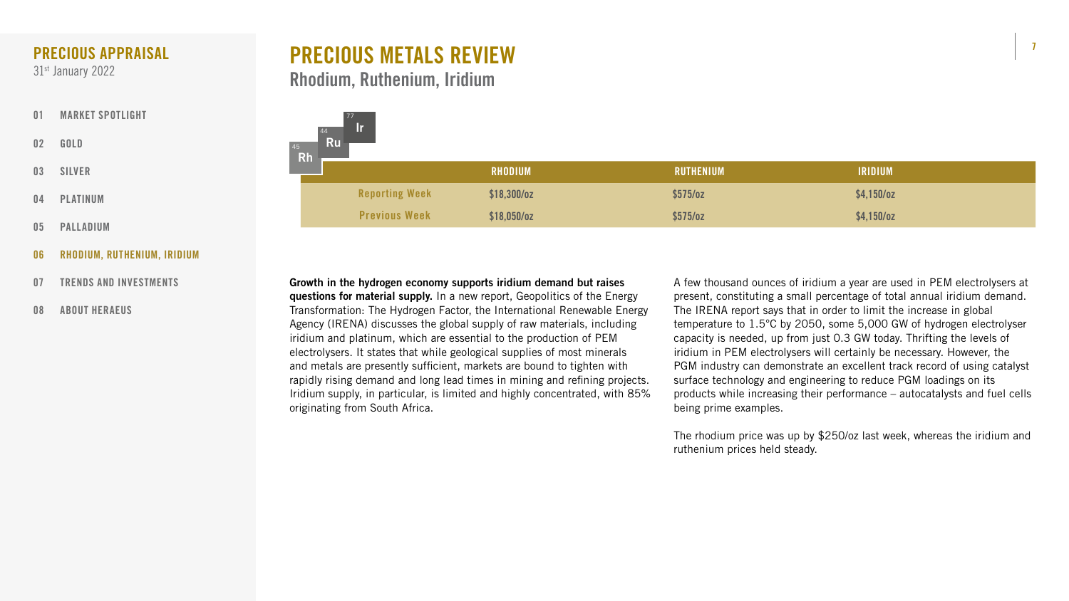# PRECIOUS METALS REVIEW

## Rhodium, Ruthenium, Iridium

| | RHODIUM | RUTHENIUM | IRIDIUM |
|---|---|---|---|
| Reporting Week | \$18,300/oz | \$575/oz | \$4,150/oz |
| Previous Week | \$18,050/oz | \$575/oz | \$4,150/oz |

**Growth in the hydrogen economy supports iridium demand but raises questions for material supply.** In a new report, Geopolitics of the Energy Transformation: The Hydrogen Factor, the International Renewable Energy Agency (IRENA) discusses the global supply of raw materials, including iridium and platinum, which are essential to the production of PEM electrolysers. It states that while geological supplies of most minerals and metals are presently sufficient, markets are bound to tighten with rapidly rising demand and long lead times in mining and refining projects. Iridium supply, in particular, is limited and highly concentrated, with 85% originating from South Africa.

A few thousand ounces of iridium a year are used in PEM electrolysers at present, constituting a small percentage of total annual iridium demand. The IRENA report says that in order to limit the increase in global temperature to 1.5°C by 2050, some 5,000 GW of hydrogen electrolyser capacity is needed, up from just 0.3 GW today. Thrifting the levels of iridium in PEM electrolysers will certainly be necessary. However, the PGM industry can demonstrate an excellent track record of using catalyst surface technology and engineering to reduce PGM loadings on its products while increasing their performance – autocatalysts and fuel cells being prime examples.

The rhodium price was up by \$250/oz last week, whereas the iridium and ruthenium prices held steady.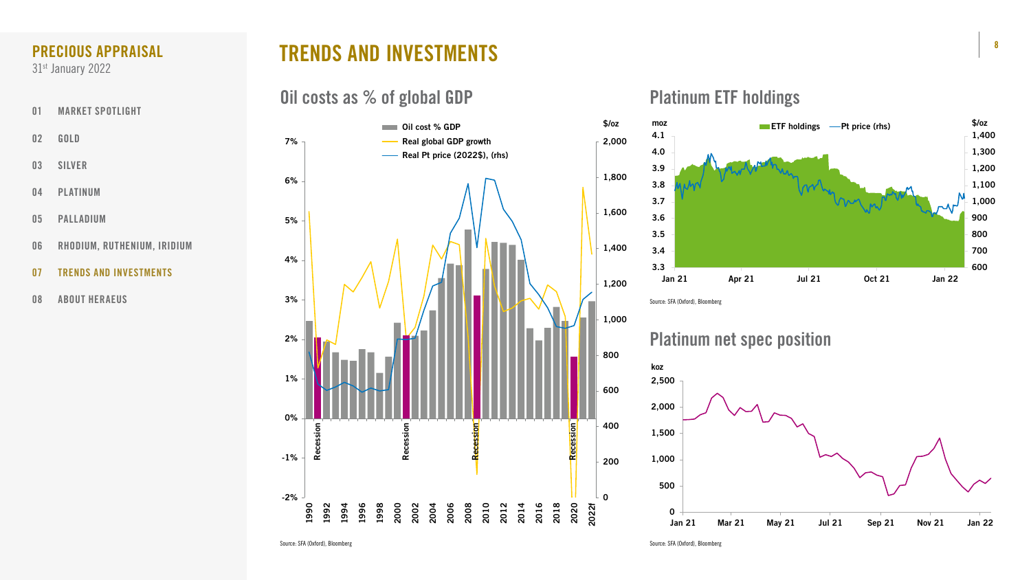# TRENDS AND INVESTMENTS

PRECIOUS APPRAISAL
31st January 2022

01 MARKET SPOTLIGHT
02 GOLD
03 SILVER
04 PLATINUM
05 PALLADIUM
06 RHODIUM, RUTHENIUM, IRIDIUM
07 TRENDS AND INVESTMENTS
08 ABOUT HERAEUS

## Oil costs as % of global GDP

Oil cost % GDP
Real global GDP growth
Real Pt price (2022$), (rhs)

$/oz

7%, 6%, 5%, 4%, 3%, 2%, 1%, 0%, -1%, -2%

2,000, 1,800, 1,600, 1,400, 1,200, 1,000, 800, 600, 400, 200, 0

Recession
Recession
Recession
Recession

1990, 1992, 1994, 1996, 1998, 2000, 2002, 2004, 2006, 2008, 2010, 2012, 2014, 2016, 2018, 2020, 2022f

Source: SFA (Oxford), Bloomberg

## Platinum ETF holdings

moz
ETF holdings
Pt price (rhs)
$/oz

4.1, 4.0, 3.9, 3.8, 3.7, 3.6, 3.5, 3.4, 3.3

1,400, 1,300, 1,200, 1,100, 1,000, 900, 800, 700, 600

Jan 21, Apr 21, Jul 21, Oct 21, Jan 22

Source: SFA (Oxford), Bloomberg

## Platinum net spec position

koz

2,500, 2,000, 1,500, 1,000, 500, 0

Jan 21, Mar 21, May 21, Jul 21, Sep 21, Nov 21, Jan 22

Source: SFA (Oxford), Bloomberg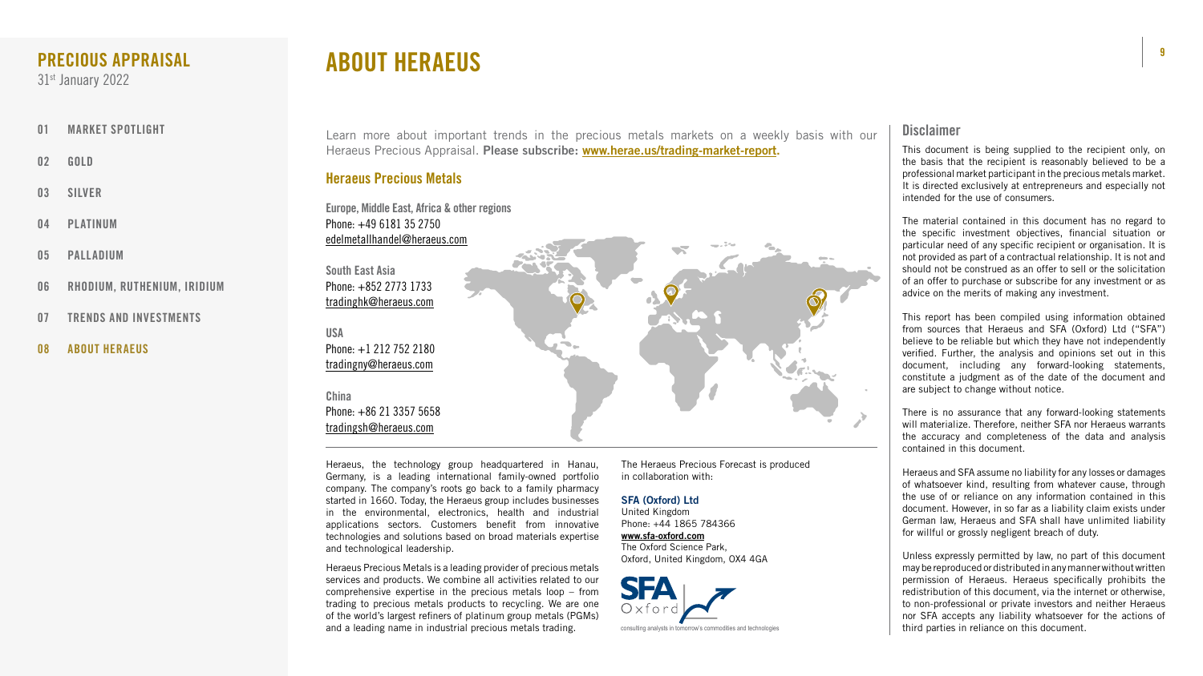# ABOUT HERAEUS

Learn more about important trends in the precious metals markets on a weekly basis with our Heraeus Precious Appraisal. **Please subscribe: www.herae.us/trading-market-report.**

## Heraeus Precious Metals

**Europe, Middle East, Africa & other regions**
Phone: +49 6181 35 2750
edelmetallhandel@heraeus.com

**South East Asia**
Phone: +852 2773 1733
tradinghk@heraeus.com

**USA**
Phone: +1 212 752 2180
tradingny@heraeus.com

**China**
Phone: +86 21 3357 5658
tradingsh@heraeus.com

Heraeus, the technology group headquartered in Hanau, Germany, is a leading international family-owned portfolio company. The company's roots go back to a family pharmacy started in 1660. Today, the Heraeus group includes businesses in the environmental, electronics, health and industrial applications sectors. Customers benefit from innovative technologies and solutions based on broad materials expertise and technological leadership.

Heraeus Precious Metals is a leading provider of precious metals services and products. We combine all activities related to our comprehensive expertise in the precious metals loop – from trading to precious metals products to recycling. We are one of the world's largest refiners of platinum group metals (PGMs) and a leading name in industrial precious metals trading.

The Heraeus Precious Forecast is produced in collaboration with:

**SFA (Oxford) Ltd**
United Kingdom
Phone: +44 1865 784366
**www.sfa-oxford.com**
The Oxford Science Park,
Oxford, United Kingdom, OX4 4GA

consulting analysts in tomorrow's commodities and technologies

## Disclaimer

This document is being supplied to the recipient only, on the basis that the recipient is reasonably believed to be a professional market participant in the precious metals market. It is directed exclusively at entrepreneurs and especially not intended for the use of consumers.

The material contained in this document has no regard to the specific investment objectives, financial situation or particular need of any specific recipient or organisation. It is not provided as part of a contractual relationship. It is not and should not be construed as an offer to sell or the solicitation of an offer to purchase or subscribe for any investment or as advice on the merits of making any investment.

This report has been compiled using information obtained from sources that Heraeus and SFA (Oxford) Ltd ("SFA") believe to be reliable but which they have not independently verified. Further, the analysis and opinions set out in this document, including any forward-looking statements, constitute a judgment as of the date of the document and are subject to change without notice.

There is no assurance that any forward-looking statements will materialize. Therefore, neither SFA nor Heraeus warrants the accuracy and completeness of the data and analysis contained in this document.

Heraeus and SFA assume no liability for any losses or damages of whatsoever kind, resulting from whatever cause, through the use of or reliance on any information contained in this document. However, in so far as a liability claim exists under German law, Heraeus and SFA shall have unlimited liability for willful or grossly negligent breach of duty.

Unless expressly permitted by law, no part of this document may be reproduced or distributed in any manner without written permission of Heraeus. Heraeus specifically prohibits the redistribution of this document, via the internet or otherwise, to non-professional or private investors and neither Heraeus nor SFA accepts any liability whatsoever for the actions of third parties in reliance on this document.